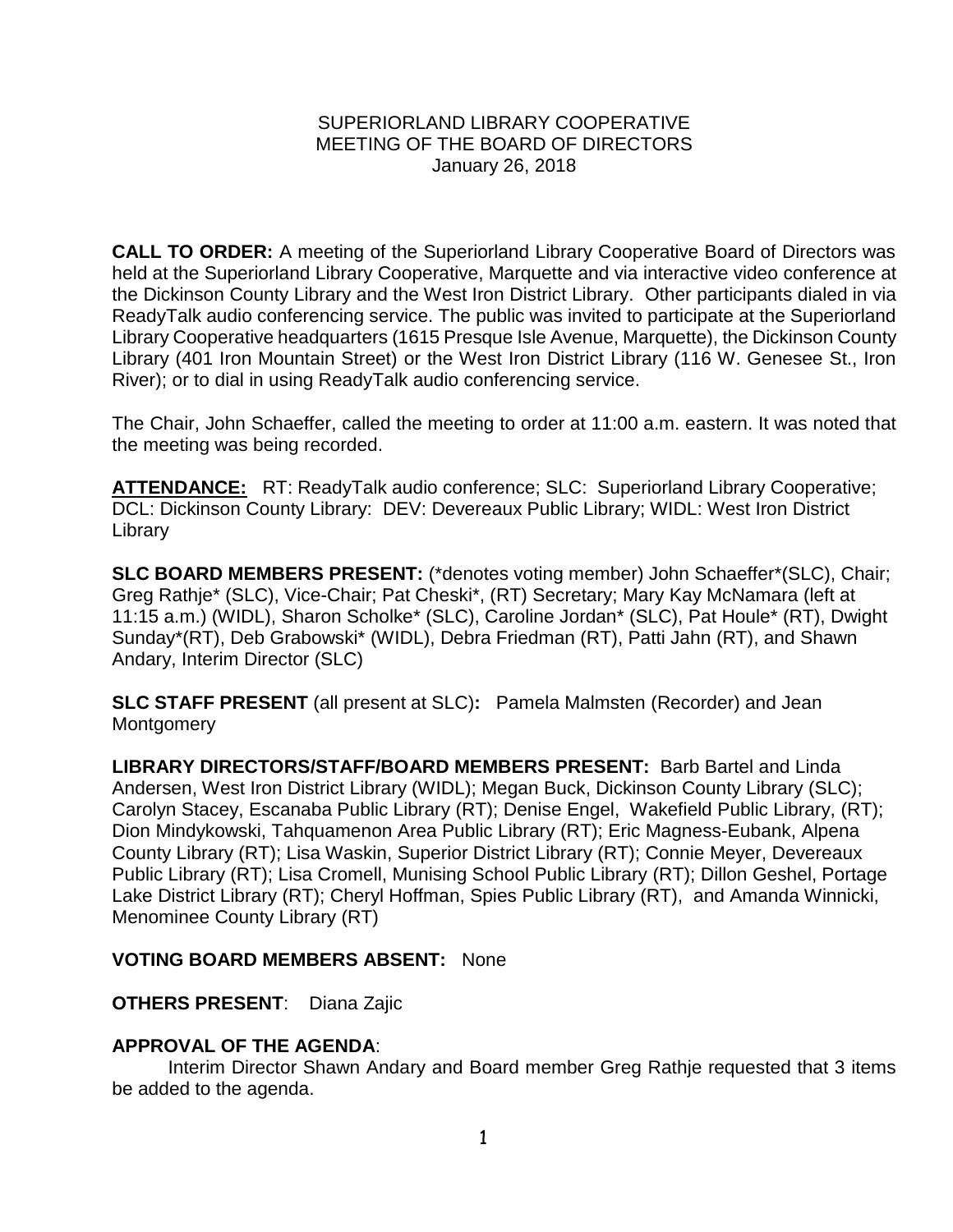SUPERIORLAND LIBRARY COOPERATIVE
MEETING OF THE BOARD OF DIRECTORS
January 26, 2018

**CALL TO ORDER:** A meeting of the Superiorland Library Cooperative Board of Directors was held at the Superiorland Library Cooperative, Marquette and via interactive video conference at the Dickinson County Library and the West Iron District Library. Other participants dialed in via ReadyTalk audio conferencing service. The public was invited to participate at the Superiorland Library Cooperative headquarters (1615 Presque Isle Avenue, Marquette), the Dickinson County Library (401 Iron Mountain Street) or the West Iron District Library (116 W. Genesee St., Iron River); or to dial in using ReadyTalk audio conferencing service.

The Chair, John Schaeffer, called the meeting to order at 11:00 a.m. eastern. It was noted that the meeting was being recorded.

**ATTENDANCE:** RT: ReadyTalk audio conference; SLC: Superiorland Library Cooperative; DCL: Dickinson County Library: DEV: Devereaux Public Library; WIDL: West Iron District Library

**SLC BOARD MEMBERS PRESENT:** (*denotes voting member) John Schaeffer*(SLC), Chair; Greg Rathje* (SLC), Vice-Chair; Pat Cheski*, (RT) Secretary; Mary Kay McNamara (left at 11:15 a.m.) (WIDL), Sharon Scholke* (SLC), Caroline Jordan* (SLC), Pat Houle* (RT), Dwight Sunday*(RT), Deb Grabowski* (WIDL), Debra Friedman (RT), Patti Jahn (RT), and Shawn Andary, Interim Director (SLC)

**SLC STAFF PRESENT** (all present at SLC)**:** Pamela Malmsten (Recorder) and Jean Montgomery

**LIBRARY DIRECTORS/STAFF/BOARD MEMBERS PRESENT:** Barb Bartel and Linda Andersen, West Iron District Library (WIDL); Megan Buck, Dickinson County Library (SLC); Carolyn Stacey, Escanaba Public Library (RT); Denise Engel, Wakefield Public Library, (RT); Dion Mindykowski, Tahquamenon Area Public Library (RT); Eric Magness-Eubank, Alpena County Library (RT); Lisa Waskin, Superior District Library (RT); Connie Meyer, Devereaux Public Library (RT); Lisa Cromell, Munising School Public Library (RT); Dillon Geshel, Portage Lake District Library (RT); Cheryl Hoffman, Spies Public Library (RT), and Amanda Winnicki, Menominee County Library (RT)

**VOTING BOARD MEMBERS ABSENT:** None

**OTHERS PRESENT**: Diana Zajic

**APPROVAL OF THE AGENDA**:

Interim Director Shawn Andary and Board member Greg Rathje requested that 3 items be added to the agenda.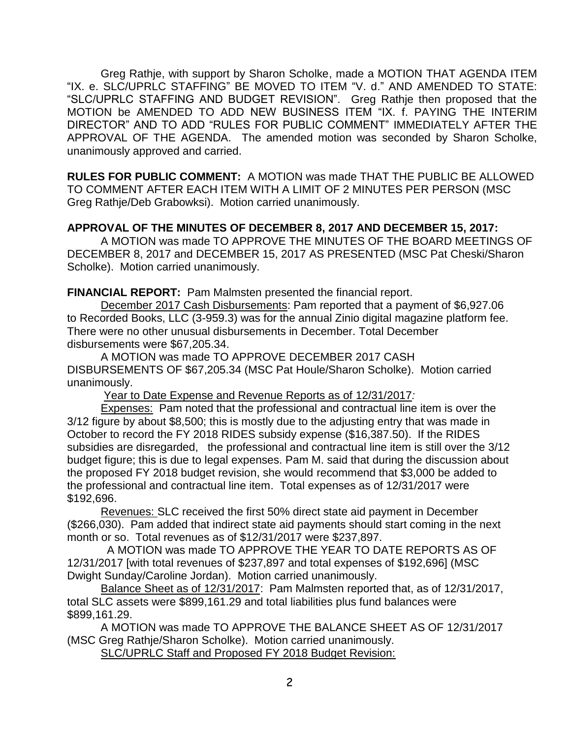Greg Rathje, with support by Sharon Scholke, made a MOTION THAT AGENDA ITEM "IX. e. SLC/UPRLC STAFFING" BE MOVED TO ITEM "V. d." AND AMENDED TO STATE: "SLC/UPRLC STAFFING AND BUDGET REVISION". Greg Rathje then proposed that the MOTION be AMENDED TO ADD NEW BUSINESS ITEM "IX. f. PAYING THE INTERIM DIRECTOR" AND TO ADD "RULES FOR PUBLIC COMMENT" IMMEDIATELY AFTER THE APPROVAL OF THE AGENDA. The amended motion was seconded by Sharon Scholke, unanimously approved and carried.

**RULES FOR PUBLIC COMMENT:** A MOTION was made THAT THE PUBLIC BE ALLOWED TO COMMENT AFTER EACH ITEM WITH A LIMIT OF 2 MINUTES PER PERSON (MSC Greg Rathje/Deb Grabowksi). Motion carried unanimously.

**APPROVAL OF THE MINUTES OF DECEMBER 8, 2017 AND DECEMBER 15, 2017:**

A MOTION was made TO APPROVE THE MINUTES OF THE BOARD MEETINGS OF DECEMBER 8, 2017 and DECEMBER 15, 2017 AS PRESENTED (MSC Pat Cheski/Sharon Scholke). Motion carried unanimously.

**FINANCIAL REPORT:** Pam Malmsten presented the financial report.

December 2017 Cash Disbursements: Pam reported that a payment of $6,927.06 to Recorded Books, LLC (3-959.3) was for the annual Zinio digital magazine platform fee. There were no other unusual disbursements in December. Total December disbursements were $67,205.34.

A MOTION was made TO APPROVE DECEMBER 2017 CASH DISBURSEMENTS OF $67,205.34 (MSC Pat Houle/Sharon Scholke). Motion carried unanimously.

Year to Date Expense and Revenue Reports as of 12/31/2017*:*

Expenses: Pam noted that the professional and contractual line item is over the 3/12 figure by about $8,500; this is mostly due to the adjusting entry that was made in October to record the FY 2018 RIDES subsidy expense ($16,387.50). If the RIDES subsidies are disregarded, the professional and contractual line item is still over the 3/12 budget figure; this is due to legal expenses. Pam M. said that during the discussion about the proposed FY 2018 budget revision, she would recommend that $3,000 be added to the professional and contractual line item. Total expenses as of 12/31/2017 were $192,696.

Revenues: SLC received the first 50% direct state aid payment in December ($266,030). Pam added that indirect state aid payments should start coming in the next month or so. Total revenues as of $12/31/2017 were $237,897.

A MOTION was made TO APPROVE THE YEAR TO DATE REPORTS AS OF 12/31/2017 [with total revenues of $237,897 and total expenses of $192,696] (MSC Dwight Sunday/Caroline Jordan). Motion carried unanimously.

Balance Sheet as of 12/31/2017: Pam Malmsten reported that, as of 12/31/2017, total SLC assets were $899,161.29 and total liabilities plus fund balances were $899,161.29.

A MOTION was made TO APPROVE THE BALANCE SHEET AS OF 12/31/2017 (MSC Greg Rathje/Sharon Scholke). Motion carried unanimously.

SLC/UPRLC Staff and Proposed FY 2018 Budget Revision: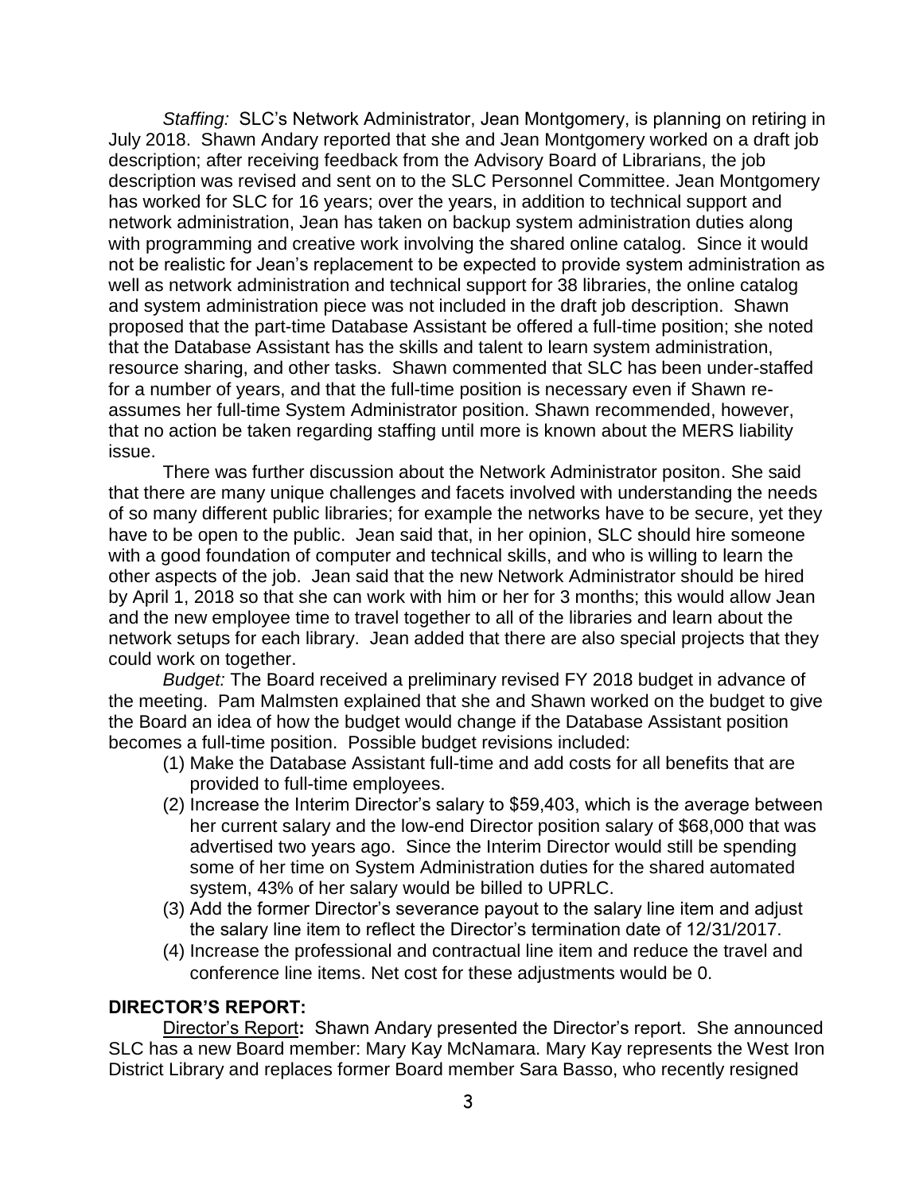*Staffing:* SLC's Network Administrator, Jean Montgomery, is planning on retiring in July 2018. Shawn Andary reported that she and Jean Montgomery worked on a draft job description; after receiving feedback from the Advisory Board of Librarians, the job description was revised and sent on to the SLC Personnel Committee. Jean Montgomery has worked for SLC for 16 years; over the years, in addition to technical support and network administration, Jean has taken on backup system administration duties along with programming and creative work involving the shared online catalog. Since it would not be realistic for Jean's replacement to be expected to provide system administration as well as network administration and technical support for 38 libraries, the online catalog and system administration piece was not included in the draft job description. Shawn proposed that the part-time Database Assistant be offered a full-time position; she noted that the Database Assistant has the skills and talent to learn system administration, resource sharing, and other tasks. Shawn commented that SLC has been under-staffed for a number of years, and that the full-time position is necessary even if Shawn re-assumes her full-time System Administrator position. Shawn recommended, however, that no action be taken regarding staffing until more is known about the MERS liability issue.

There was further discussion about the Network Administrator positon. She said that there are many unique challenges and facets involved with understanding the needs of so many different public libraries; for example the networks have to be secure, yet they have to be open to the public. Jean said that, in her opinion, SLC should hire someone with a good foundation of computer and technical skills, and who is willing to learn the other aspects of the job. Jean said that the new Network Administrator should be hired by April 1, 2018 so that she can work with him or her for 3 months; this would allow Jean and the new employee time to travel together to all of the libraries and learn about the network setups for each library. Jean added that there are also special projects that they could work on together.

*Budget:* The Board received a preliminary revised FY 2018 budget in advance of the meeting. Pam Malmsten explained that she and Shawn worked on the budget to give the Board an idea of how the budget would change if the Database Assistant position becomes a full-time position. Possible budget revisions included:

(1) Make the Database Assistant full-time and add costs for all benefits that are provided to full-time employees.
(2) Increase the Interim Director's salary to $59,403, which is the average between her current salary and the low-end Director position salary of $68,000 that was advertised two years ago. Since the Interim Director would still be spending some of her time on System Administration duties for the shared automated system, 43% of her salary would be billed to UPRLC.
(3) Add the former Director's severance payout to the salary line item and adjust the salary line item to reflect the Director's termination date of 12/31/2017.
(4) Increase the professional and contractual line item and reduce the travel and conference line items. Net cost for these adjustments would be 0.

## DIRECTOR'S REPORT:

Director's Report**:** Shawn Andary presented the Director's report. She announced SLC has a new Board member: Mary Kay McNamara. Mary Kay represents the West Iron District Library and replaces former Board member Sara Basso, who recently resigned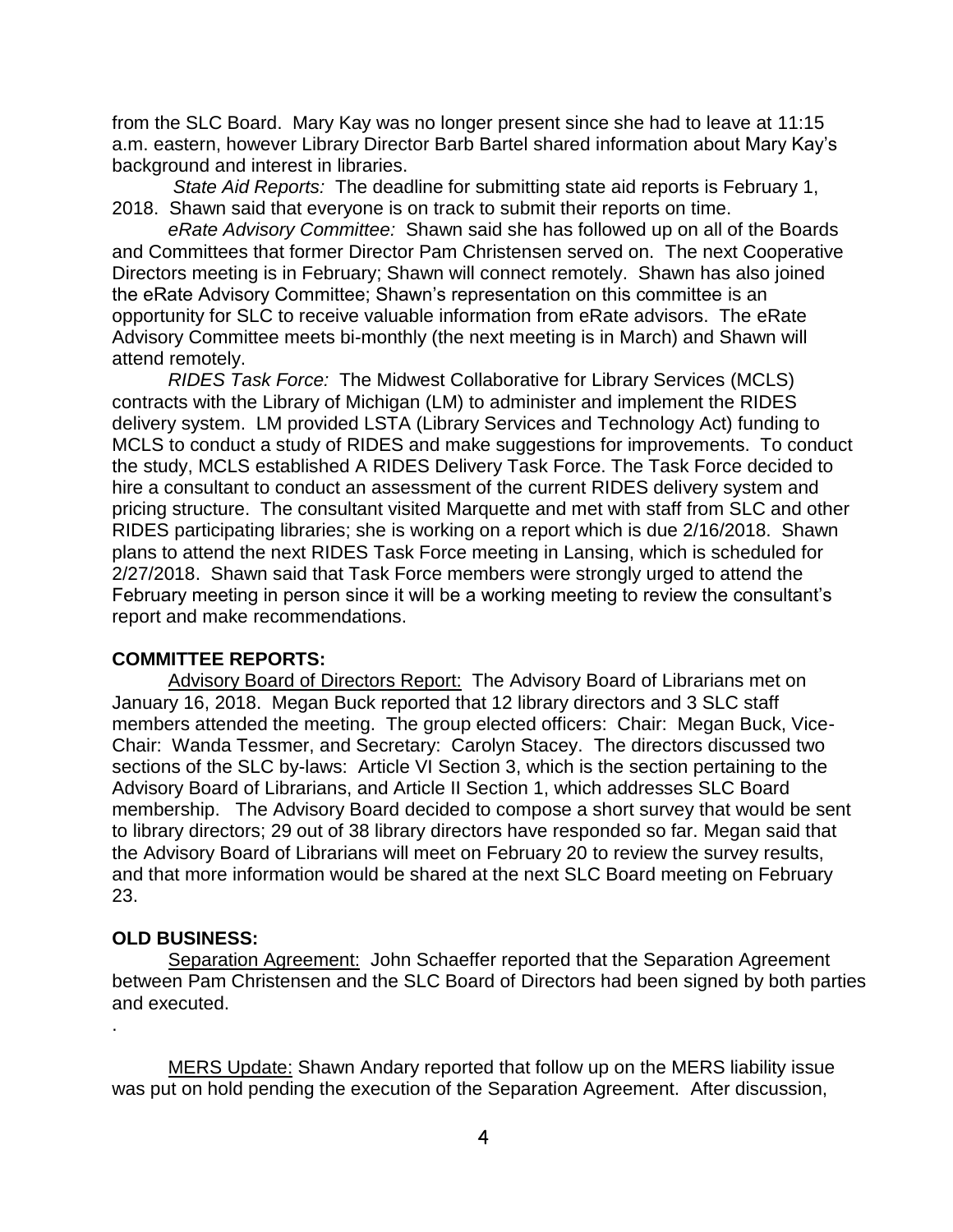from the SLC Board. Mary Kay was no longer present since she had to leave at 11:15 a.m. eastern, however Library Director Barb Bartel shared information about Mary Kay's background and interest in libraries.

*State Aid Reports:* The deadline for submitting state aid reports is February 1, 2018. Shawn said that everyone is on track to submit their reports on time.

*eRate Advisory Committee:* Shawn said she has followed up on all of the Boards and Committees that former Director Pam Christensen served on. The next Cooperative Directors meeting is in February; Shawn will connect remotely. Shawn has also joined the eRate Advisory Committee; Shawn's representation on this committee is an opportunity for SLC to receive valuable information from eRate advisors. The eRate Advisory Committee meets bi-monthly (the next meeting is in March) and Shawn will attend remotely.

*RIDES Task Force:* The Midwest Collaborative for Library Services (MCLS) contracts with the Library of Michigan (LM) to administer and implement the RIDES delivery system. LM provided LSTA (Library Services and Technology Act) funding to MCLS to conduct a study of RIDES and make suggestions for improvements. To conduct the study, MCLS established A RIDES Delivery Task Force. The Task Force decided to hire a consultant to conduct an assessment of the current RIDES delivery system and pricing structure. The consultant visited Marquette and met with staff from SLC and other RIDES participating libraries; she is working on a report which is due 2/16/2018. Shawn plans to attend the next RIDES Task Force meeting in Lansing, which is scheduled for 2/27/2018. Shawn said that Task Force members were strongly urged to attend the February meeting in person since it will be a working meeting to review the consultant's report and make recommendations.

**COMMITTEE REPORTS:**

<u>Advisory Board of Directors Report:</u> The Advisory Board of Librarians met on January 16, 2018. Megan Buck reported that 12 library directors and 3 SLC staff members attended the meeting. The group elected officers: Chair: Megan Buck, Vice-Chair: Wanda Tessmer, and Secretary: Carolyn Stacey. The directors discussed two sections of the SLC by-laws: Article VI Section 3, which is the section pertaining to the Advisory Board of Librarians, and Article II Section 1, which addresses SLC Board membership. The Advisory Board decided to compose a short survey that would be sent to library directors; 29 out of 38 library directors have responded so far. Megan said that the Advisory Board of Librarians will meet on February 20 to review the survey results, and that more information would be shared at the next SLC Board meeting on February 23.

**OLD BUSINESS:**

<u>Separation Agreement:</u> John Schaeffer reported that the Separation Agreement between Pam Christensen and the SLC Board of Directors had been signed by both parties and executed.

.

<u>MERS Update:</u> Shawn Andary reported that follow up on the MERS liability issue was put on hold pending the execution of the Separation Agreement. After discussion,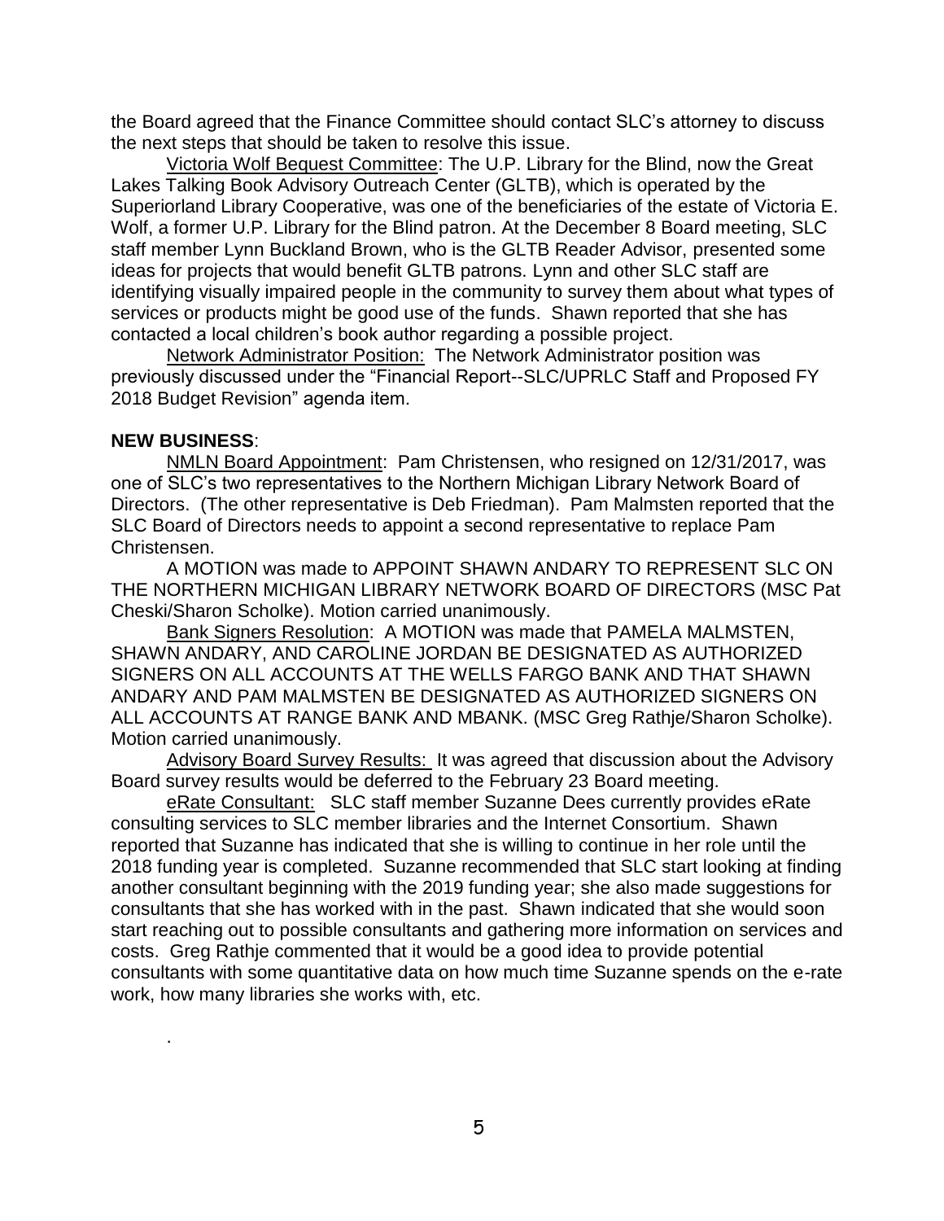the Board agreed that the Finance Committee should contact SLC's attorney to discuss the next steps that should be taken to resolve this issue.

Victoria Wolf Bequest Committee: The U.P. Library for the Blind, now the Great Lakes Talking Book Advisory Outreach Center (GLTB), which is operated by the Superiorland Library Cooperative, was one of the beneficiaries of the estate of Victoria E. Wolf, a former U.P. Library for the Blind patron. At the December 8 Board meeting, SLC staff member Lynn Buckland Brown, who is the GLTB Reader Advisor, presented some ideas for projects that would benefit GLTB patrons. Lynn and other SLC staff are identifying visually impaired people in the community to survey them about what types of services or products might be good use of the funds. Shawn reported that she has contacted a local children's book author regarding a possible project.

Network Administrator Position: The Network Administrator position was previously discussed under the "Financial Report--SLC/UPRLC Staff and Proposed FY 2018 Budget Revision" agenda item.

**NEW BUSINESS**:

NMLN Board Appointment: Pam Christensen, who resigned on 12/31/2017, was one of SLC's two representatives to the Northern Michigan Library Network Board of Directors. (The other representative is Deb Friedman). Pam Malmsten reported that the SLC Board of Directors needs to appoint a second representative to replace Pam Christensen.

A MOTION was made to APPOINT SHAWN ANDARY TO REPRESENT SLC ON THE NORTHERN MICHIGAN LIBRARY NETWORK BOARD OF DIRECTORS (MSC Pat Cheski/Sharon Scholke). Motion carried unanimously.

Bank Signers Resolution: A MOTION was made that PAMELA MALMSTEN, SHAWN ANDARY, AND CAROLINE JORDAN BE DESIGNATED AS AUTHORIZED SIGNERS ON ALL ACCOUNTS AT THE WELLS FARGO BANK AND THAT SHAWN ANDARY AND PAM MALMSTEN BE DESIGNATED AS AUTHORIZED SIGNERS ON ALL ACCOUNTS AT RANGE BANK AND MBANK. (MSC Greg Rathje/Sharon Scholke). Motion carried unanimously.

Advisory Board Survey Results: It was agreed that discussion about the Advisory Board survey results would be deferred to the February 23 Board meeting.

eRate Consultant: SLC staff member Suzanne Dees currently provides eRate consulting services to SLC member libraries and the Internet Consortium. Shawn reported that Suzanne has indicated that she is willing to continue in her role until the 2018 funding year is completed. Suzanne recommended that SLC start looking at finding another consultant beginning with the 2019 funding year; she also made suggestions for consultants that she has worked with in the past. Shawn indicated that she would soon start reaching out to possible consultants and gathering more information on services and costs. Greg Rathje commented that it would be a good idea to provide potential consultants with some quantitative data on how much time Suzanne spends on the e-rate work, how many libraries she works with, etc.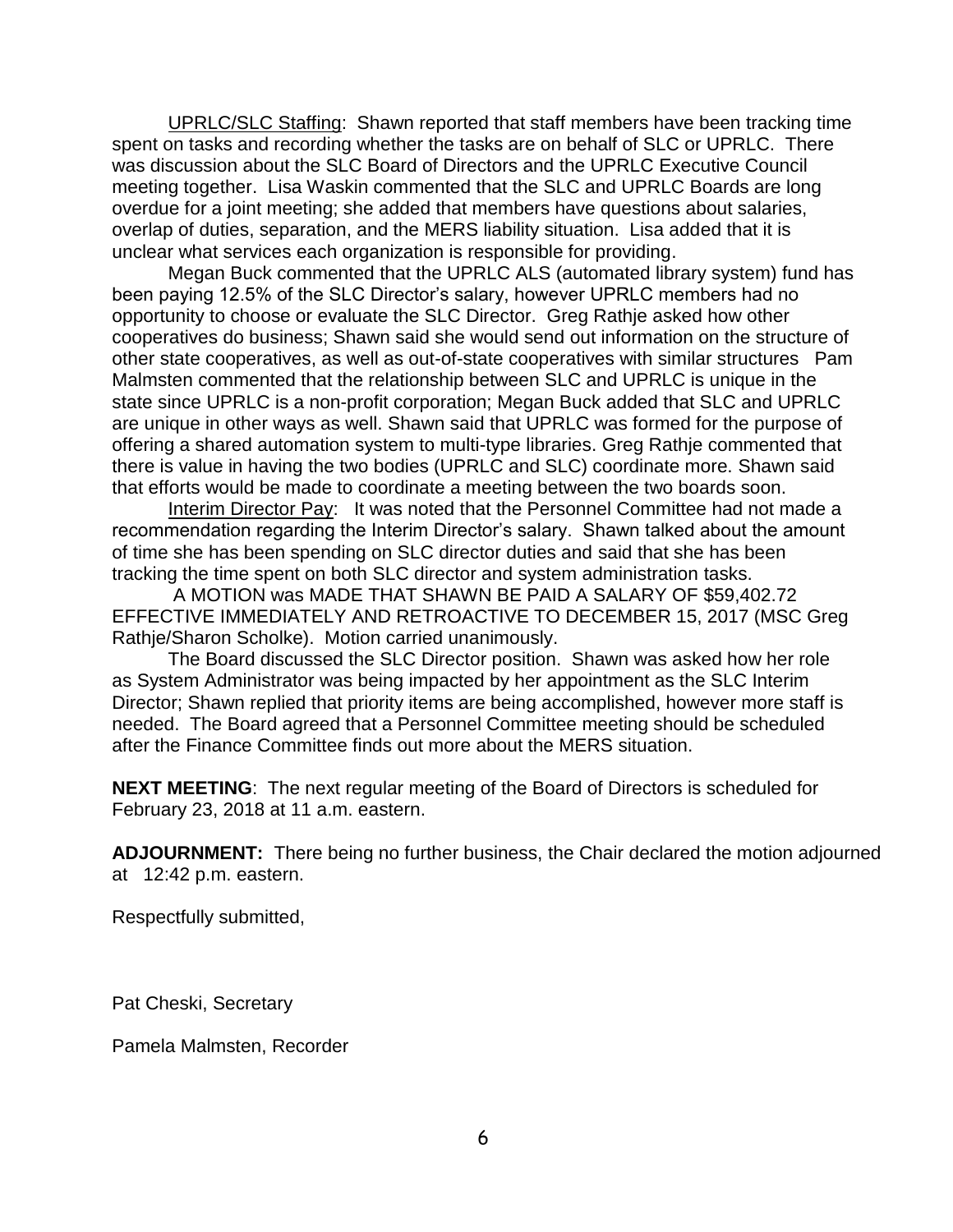UPRLC/SLC Staffing: Shawn reported that staff members have been tracking time spent on tasks and recording whether the tasks are on behalf of SLC or UPRLC. There was discussion about the SLC Board of Directors and the UPRLC Executive Council meeting together. Lisa Waskin commented that the SLC and UPRLC Boards are long overdue for a joint meeting; she added that members have questions about salaries, overlap of duties, separation, and the MERS liability situation. Lisa added that it is unclear what services each organization is responsible for providing.

Megan Buck commented that the UPRLC ALS (automated library system) fund has been paying 12.5% of the SLC Director's salary, however UPRLC members had no opportunity to choose or evaluate the SLC Director. Greg Rathje asked how other cooperatives do business; Shawn said she would send out information on the structure of other state cooperatives, as well as out-of-state cooperatives with similar structures Pam Malmsten commented that the relationship between SLC and UPRLC is unique in the state since UPRLC is a non-profit corporation; Megan Buck added that SLC and UPRLC are unique in other ways as well. Shawn said that UPRLC was formed for the purpose of offering a shared automation system to multi-type libraries. Greg Rathje commented that there is value in having the two bodies (UPRLC and SLC) coordinate more. Shawn said that efforts would be made to coordinate a meeting between the two boards soon.

Interim Director Pay: It was noted that the Personnel Committee had not made a recommendation regarding the Interim Director's salary. Shawn talked about the amount of time she has been spending on SLC director duties and said that she has been tracking the time spent on both SLC director and system administration tasks.

A MOTION was MADE THAT SHAWN BE PAID A SALARY OF $59,402.72 EFFECTIVE IMMEDIATELY AND RETROACTIVE TO DECEMBER 15, 2017 (MSC Greg Rathje/Sharon Scholke). Motion carried unanimously.

The Board discussed the SLC Director position. Shawn was asked how her role as System Administrator was being impacted by her appointment as the SLC Interim Director; Shawn replied that priority items are being accomplished, however more staff is needed. The Board agreed that a Personnel Committee meeting should be scheduled after the Finance Committee finds out more about the MERS situation.

**NEXT MEETING**: The next regular meeting of the Board of Directors is scheduled for February 23, 2018 at 11 a.m. eastern.

**ADJOURNMENT:** There being no further business, the Chair declared the motion adjourned at 12:42 p.m. eastern.

Respectfully submitted,

Pat Cheski, Secretary

Pamela Malmsten, Recorder